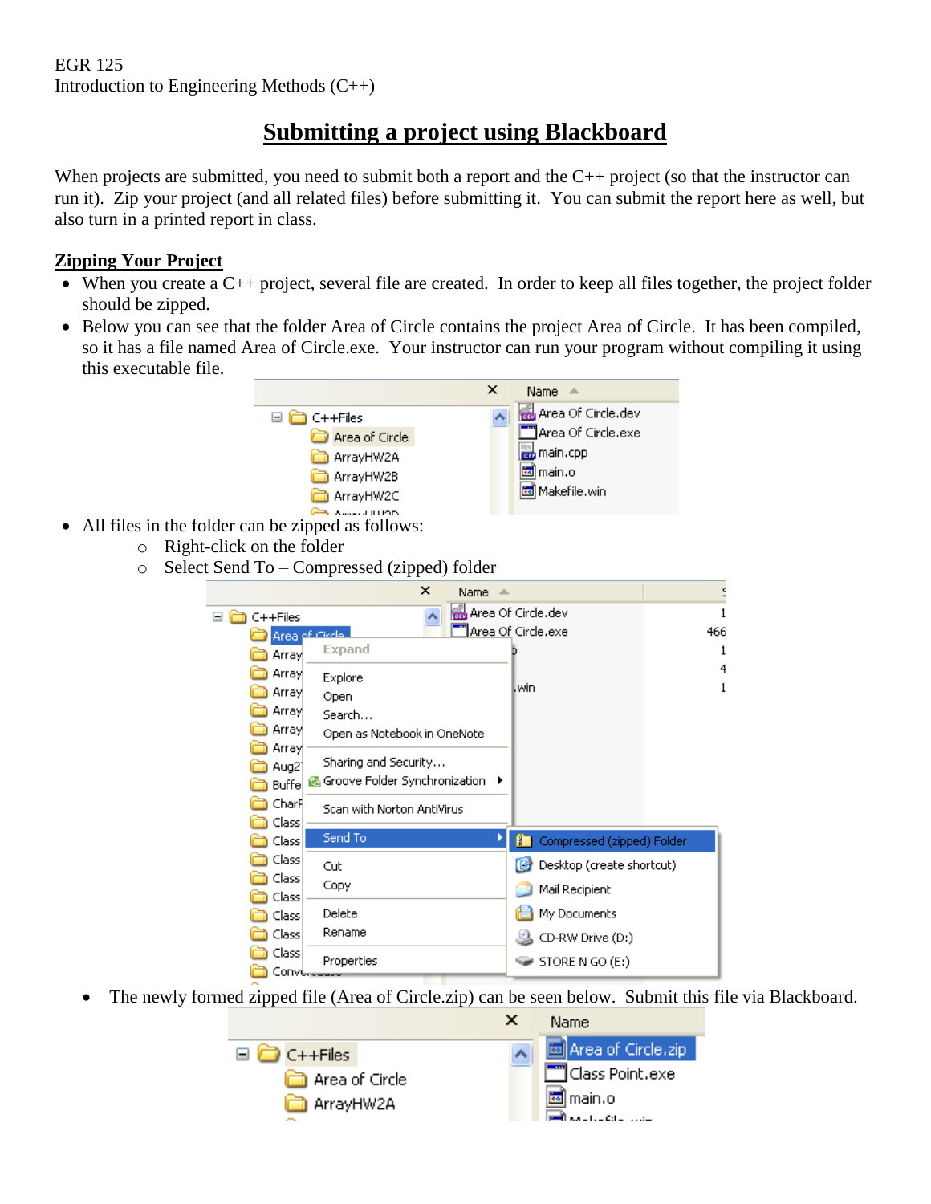EGR 125
Introduction to Engineering Methods (C++)

# Submitting a project using Blackboard

When projects are submitted, you need to submit both a report and the C++ project (so that the instructor can run it). Zip your project (and all related files) before submitting it. You can submit the report here as well, but also turn in a printed report in class.

## Zipping Your Project

- When you create a C++ project, several file are created. In order to keep all files together, the project folder should be zipped.
- Below you can see that the folder Area of Circle contains the project Area of Circle. It has been compiled, so it has a file named Area of Circle.exe. Your instructor can run your program without compiling it using this executable file.
- All files in the folder can be zipped as follows:
  - Right-click on the folder
  - Select Send To – Compressed (zipped) folder
- The newly formed zipped file (Area of Circle.zip) can be seen below. Submit this file via Blackboard.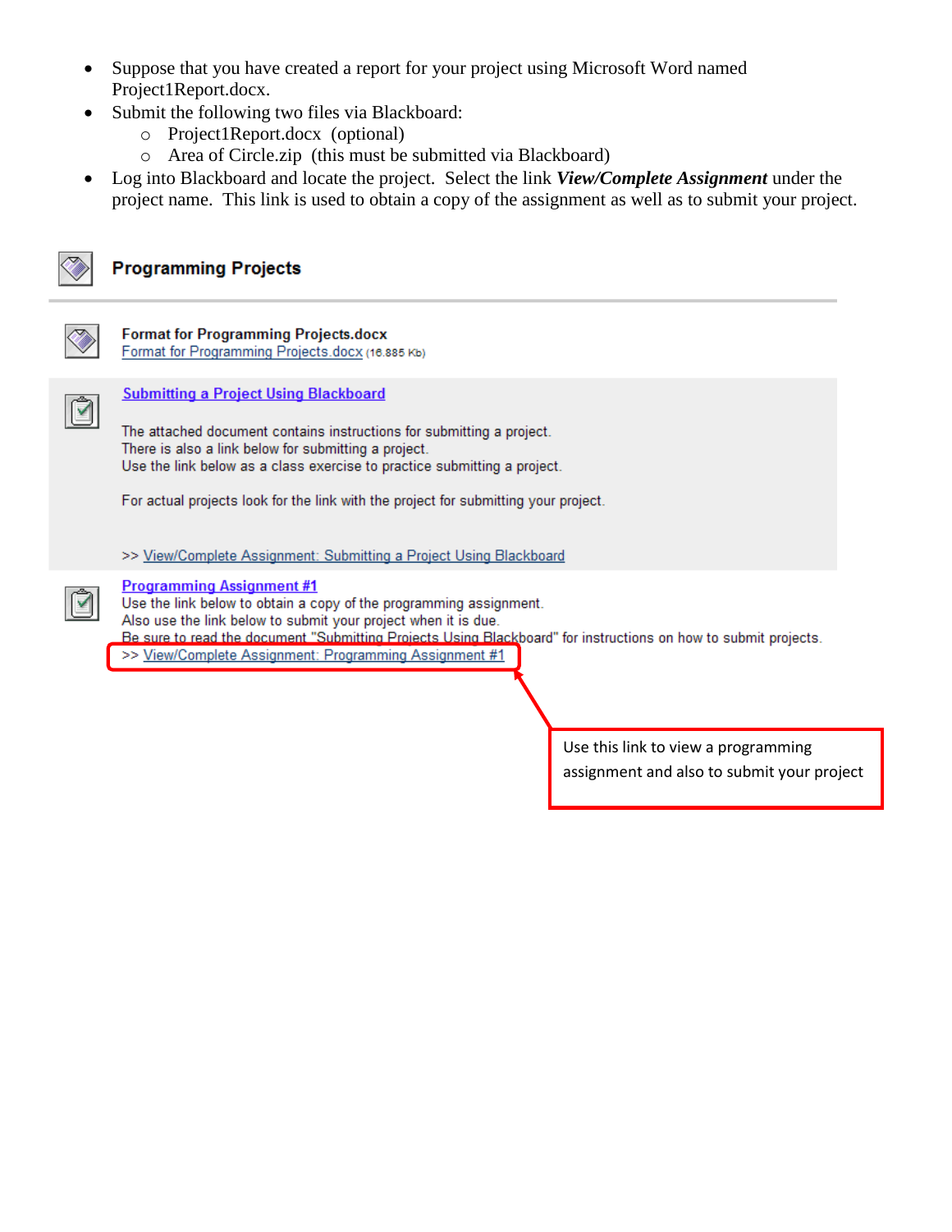- Suppose that you have created a report for your project using Microsoft Word named Project1Report.docx.
- Submit the following two files via Blackboard:
  - Project1Report.docx (optional)
  - Area of Circle.zip (this must be submitted via Blackboard)
- Log into Blackboard and locate the project. Select the link ***View/Complete Assignment*** under the project name. This link is used to obtain a copy of the assignment as well as to submit your project.

**Programming Projects**

**Format for Programming Projects.docx**
Format for Programming Projects.docx (16.885 Kb)

Submitting a Project Using Blackboard

The attached document contains instructions for submitting a project.
There is also a link below for submitting a project.
Use the link below as a class exercise to practice submitting a project.

For actual projects look for the link with the project for submitting your project.

>> View/Complete Assignment: Submitting a Project Using Blackboard

Programming Assignment #1
Use the link below to obtain a copy of the programming assignment.
Also use the link below to submit your project when it is due.
Be sure to read the document "Submitting Projects Using Blackboard" for instructions on how to submit projects.
>> View/Complete Assignment: Programming Assignment #1

Use this link to view a programming assignment and also to submit your project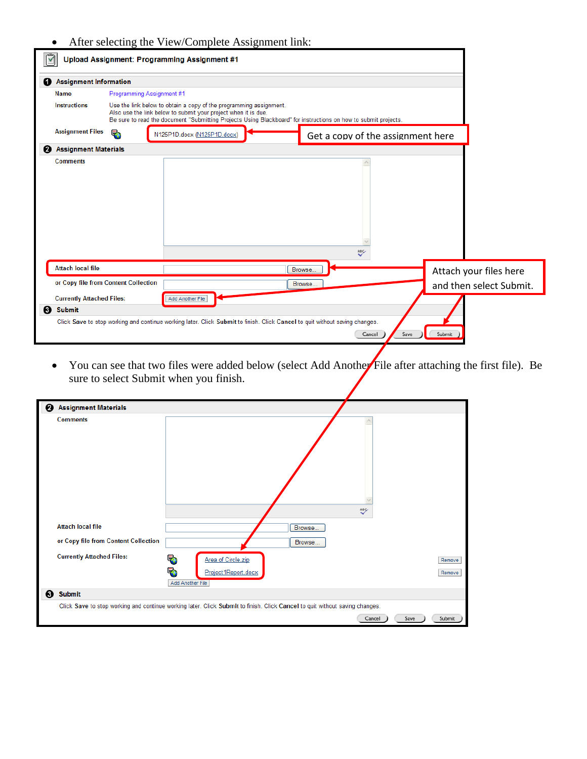- After selecting the View/Complete Assignment link:

**Upload Assignment: Programming Assignment #1**

**1 Assignment Information**

Name: Programming Assignment #1

Instructions: Use the link below to obtain a copy of the programming assignment.
Also use the link below to submit your project when it is due.
Be sure to read the document "Submitting Projects Using Blackboard" for instructions on how to submit projects.

Assignment Files: N125P1D.docx (N125P1D.docx)

Get a copy of the assignment here

**2 Assignment Materials**

Comments

Attach local file — Browse...

or Copy file from Content Collection — Browse...

Currently Attached Files: Add Another File

Attach your files here and then select Submit.

**3 Submit**

Click **Save** to stop working and continue working later. Click **Submit** to finish. Click **Cancel** to quit without saving changes.

Cancel | Save | Submit

- You can see that two files were added below (select Add Another File after attaching the first file). Be sure to select Submit when you finish.

**2 Assignment Materials**

Comments

Attach local file — Browse...

or Copy file from Content Collection — Browse...

Currently Attached Files:
Area of Circle.zip — Remove
Project1Report.docx — Remove
Add Another File

**3 Submit**

Click **Save** to stop working and continue working later. Click **Submit** to finish. Click **Cancel** to quit without saving changes.

Cancel | Save | Submit